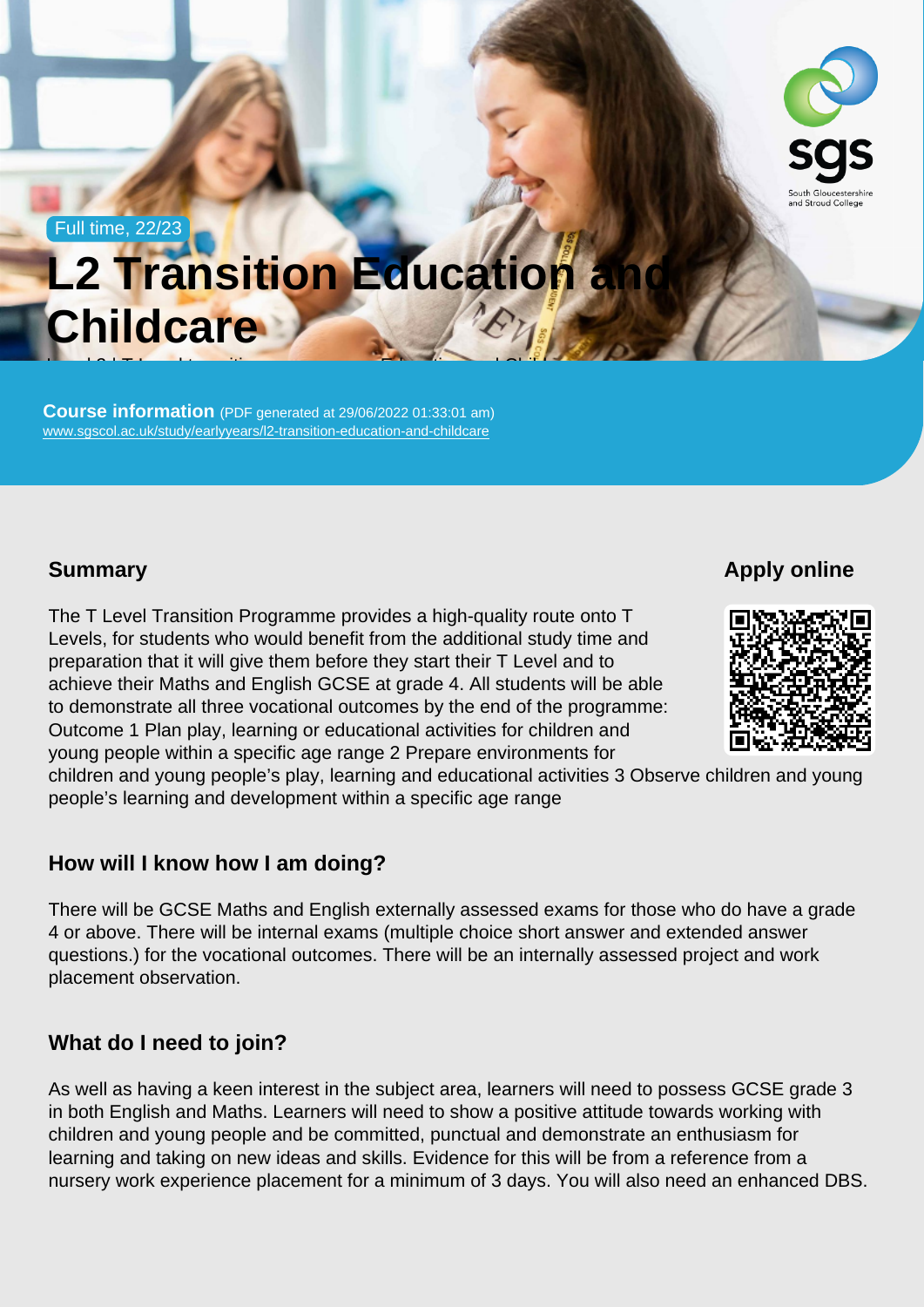Full time, 22/23

# L2 Transition Education and Childcare

**Course information** (PDF generated at 29/06/2022 01:33:01 am)
www.sgscol.ac.uk/study/earlyyears/l2-transition-education-and-childcare

## Summary

The T Level Transition Programme provides a high-quality route onto T Levels, for students who would benefit from the additional study time and preparation that it will give them before they start their T Level and to achieve their Maths and English GCSE at grade 4. All students will be able to demonstrate all three vocational outcomes by the end of the programme: Outcome 1 Plan play, learning or educational activities for children and young people within a specific age range 2 Prepare environments for children and young people's play, learning and educational activities 3 Observe children and young people's learning and development within a specific age range

## Apply online

## How will I know how I am doing?

There will be GCSE Maths and English externally assessed exams for those who do have a grade 4 or above. There will be internal exams (multiple choice short answer and extended answer questions.) for the vocational outcomes. There will be an internally assessed project and work placement observation.

## What do I need to join?

As well as having a keen interest in the subject area, learners will need to possess GCSE grade 3 in both English and Maths. Learners will need to show a positive attitude towards working with children and young people and be committed, punctual and demonstrate an enthusiasm for learning and taking on new ideas and skills. Evidence for this will be from a reference from a nursery work experience placement for a minimum of 3 days. You will also need an enhanced DBS.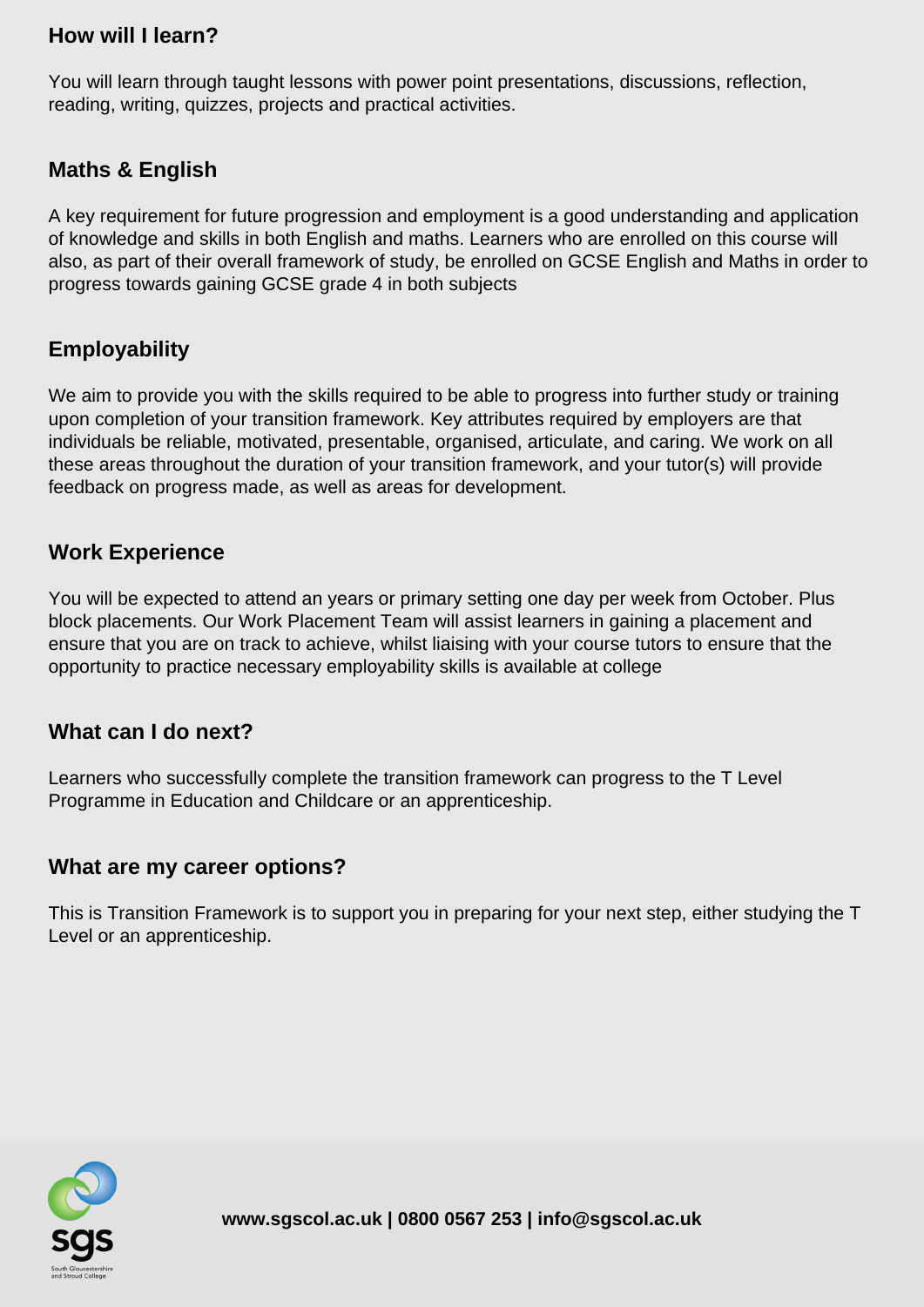## How will I learn?

You will learn through taught lessons with power point presentations, discussions, reflection, reading, writing, quizzes, projects and practical activities.

## Maths & English

A key requirement for future progression and employment is a good understanding and application of knowledge and skills in both English and maths. Learners who are enrolled on this course will also, as part of their overall framework of study, be enrolled on GCSE English and Maths in order to progress towards gaining GCSE grade 4 in both subjects

## Employability

We aim to provide you with the skills required to be able to progress into further study or training upon completion of your transition framework. Key attributes required by employers are that individuals be reliable, motivated, presentable, organised, articulate, and caring. We work on all these areas throughout the duration of your transition framework, and your tutor(s) will provide feedback on progress made, as well as areas for development.

## Work Experience

You will be expected to attend an years or primary setting one day per week from October. Plus block placements. Our Work Placement Team will assist learners in gaining a placement and ensure that you are on track to achieve, whilst liaising with your course tutors to ensure that the opportunity to practice necessary employability skills is available at college

## What can I do next?

Learners who successfully complete the transition framework can progress to the T Level Programme in Education and Childcare or an apprenticeship.

## What are my career options?

This is Transition Framework is to support you in preparing for your next step, either studying the T Level or an apprenticeship.

sgs
South Gloucestershire and Stroud College

**www.sgscol.ac.uk | 0800 0567 253 | info@sgscol.ac.uk**